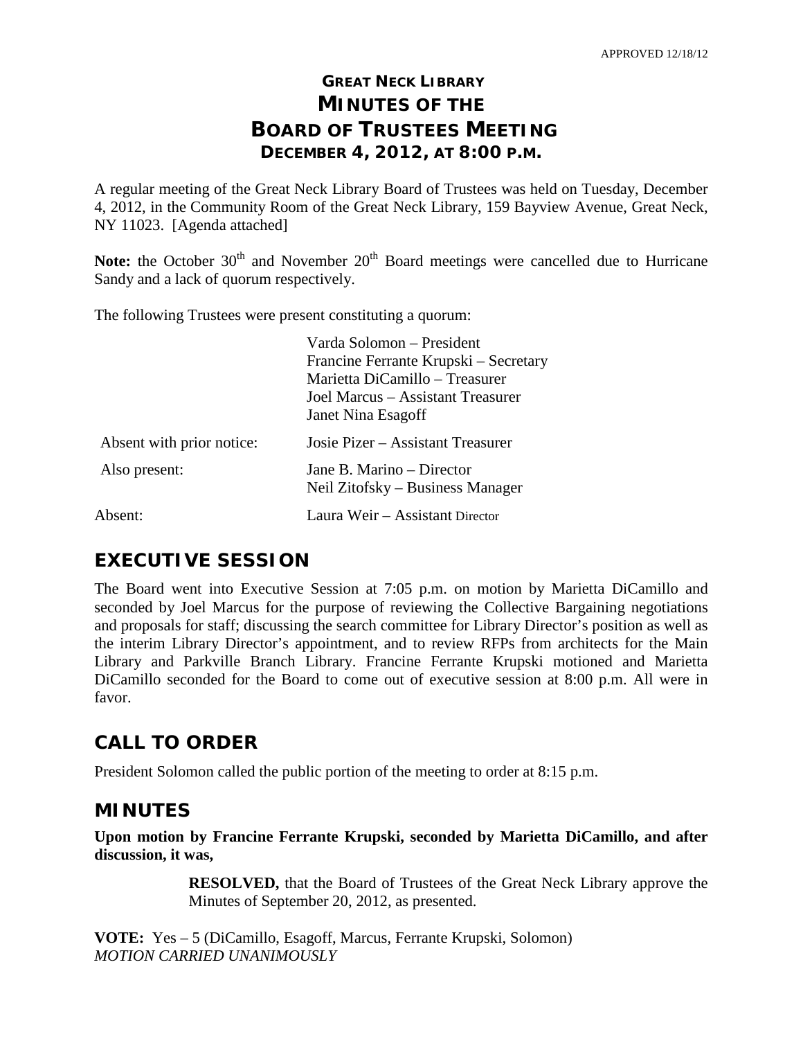APPROVED 12/18/12

# GREAT NECK LIBRARY
# MINUTES OF THE
# BOARD OF TRUSTEES MEETING
### DECEMBER 4, 2012, AT 8:00 P.M.

A regular meeting of the Great Neck Library Board of Trustees was held on Tuesday, December 4, 2012, in the Community Room of the Great Neck Library, 159 Bayview Avenue, Great Neck, NY 11023. [Agenda attached]

**Note:** the October 30th and November 20th Board meetings were cancelled due to Hurricane Sandy and a lack of quorum respectively.

The following Trustees were present constituting a quorum:

| | |
|---|---|
| | Varda Solomon – President<br>Francine Ferrante Krupski – Secretary<br>Marietta DiCamillo – Treasurer<br>Joel Marcus – Assistant Treasurer<br>Janet Nina Esagoff |
| Absent with prior notice: | Josie Pizer – Assistant Treasurer |
| Also present: | Jane B. Marino – Director<br>Neil Zitofsky – Business Manager |
| Absent: | Laura Weir – Assistant Director |

## EXECUTIVE SESSION

The Board went into Executive Session at 7:05 p.m. on motion by Marietta DiCamillo and seconded by Joel Marcus for the purpose of reviewing the Collective Bargaining negotiations and proposals for staff; discussing the search committee for Library Director's position as well as the interim Library Director's appointment, and to review RFPs from architects for the Main Library and Parkville Branch Library. Francine Ferrante Krupski motioned and Marietta DiCamillo seconded for the Board to come out of executive session at 8:00 p.m. All were in favor.

## CALL TO ORDER

President Solomon called the public portion of the meeting to order at 8:15 p.m.

## MINUTES

**Upon motion by Francine Ferrante Krupski, seconded by Marietta DiCamillo, and after discussion, it was,**

> **RESOLVED,** that the Board of Trustees of the Great Neck Library approve the Minutes of September 20, 2012, as presented.

**VOTE:** Yes – 5 (DiCamillo, Esagoff, Marcus, Ferrante Krupski, Solomon)
*MOTION CARRIED UNANIMOUSLY*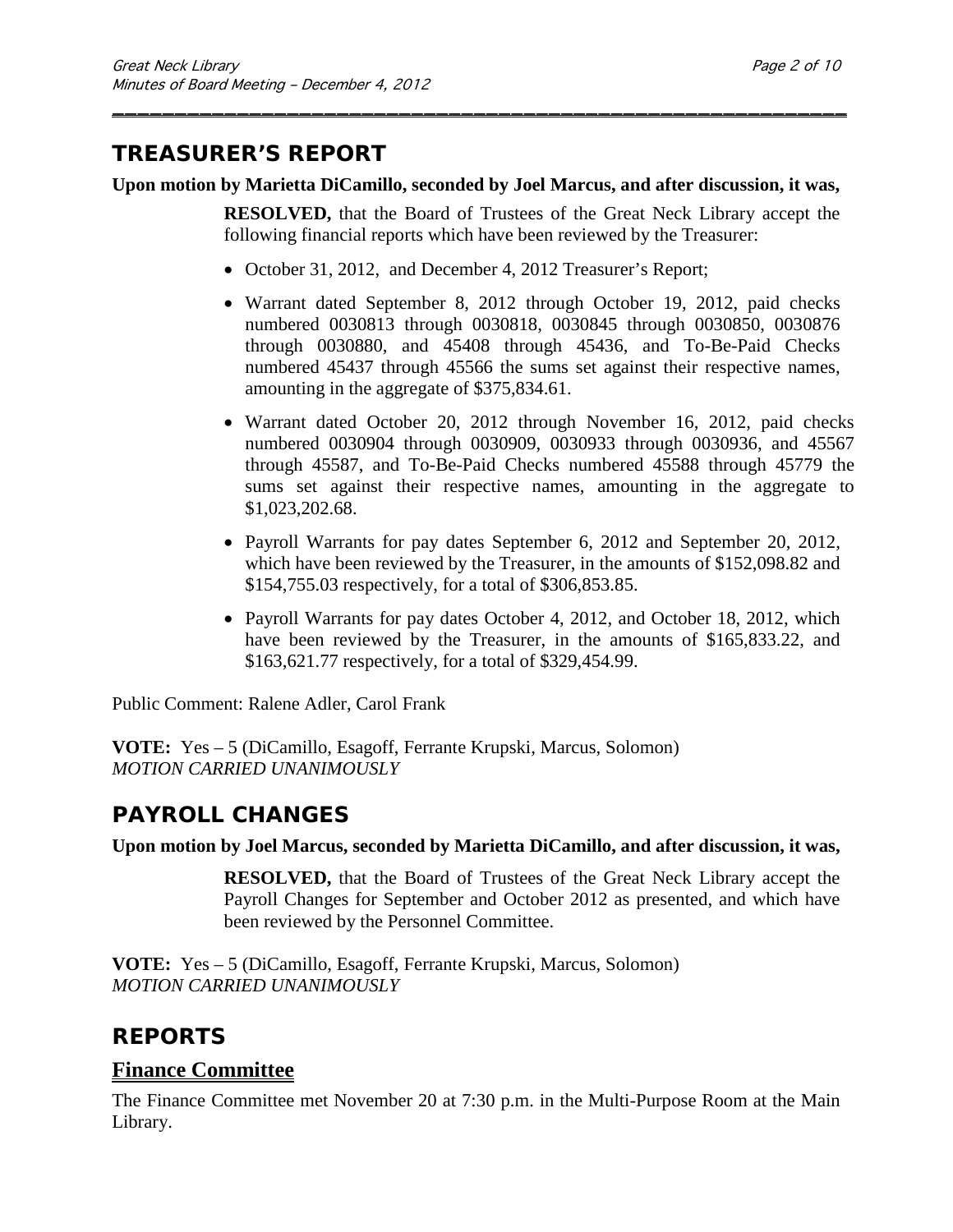## TREASURER'S REPORT

**Upon motion by Marietta DiCamillo, seconded by Joel Marcus, and after discussion, it was,**

> **RESOLVED,** that the Board of Trustees of the Great Neck Library accept the following financial reports which have been reviewed by the Treasurer:
>
> - October 31, 2012, and December 4, 2012 Treasurer's Report;
> - Warrant dated September 8, 2012 through October 19, 2012, paid checks numbered 0030813 through 0030818, 0030845 through 0030850, 0030876 through 0030880, and 45408 through 45436, and To-Be-Paid Checks numbered 45437 through 45566 the sums set against their respective names, amounting in the aggregate of $375,834.61.
> - Warrant dated October 20, 2012 through November 16, 2012, paid checks numbered 0030904 through 0030909, 0030933 through 0030936, and 45567 through 45587, and To-Be-Paid Checks numbered 45588 through 45779 the sums set against their respective names, amounting in the aggregate to $1,023,202.68.
> - Payroll Warrants for pay dates September 6, 2012 and September 20, 2012, which have been reviewed by the Treasurer, in the amounts of $152,098.82 and $154,755.03 respectively, for a total of $306,853.85.
> - Payroll Warrants for pay dates October 4, 2012, and October 18, 2012, which have been reviewed by the Treasurer, in the amounts of $165,833.22, and $163,621.77 respectively, for a total of $329,454.99.

Public Comment: Ralene Adler, Carol Frank

**VOTE:** Yes – 5 (DiCamillo, Esagoff, Ferrante Krupski, Marcus, Solomon)
*MOTION CARRIED UNANIMOUSLY*

## PAYROLL CHANGES

**Upon motion by Joel Marcus, seconded by Marietta DiCamillo, and after discussion, it was,**

> **RESOLVED,** that the Board of Trustees of the Great Neck Library accept the Payroll Changes for September and October 2012 as presented, and which have been reviewed by the Personnel Committee.

**VOTE:** Yes – 5 (DiCamillo, Esagoff, Ferrante Krupski, Marcus, Solomon)
*MOTION CARRIED UNANIMOUSLY*

## REPORTS

### Finance Committee

The Finance Committee met November 20 at 7:30 p.m. in the Multi-Purpose Room at the Main Library.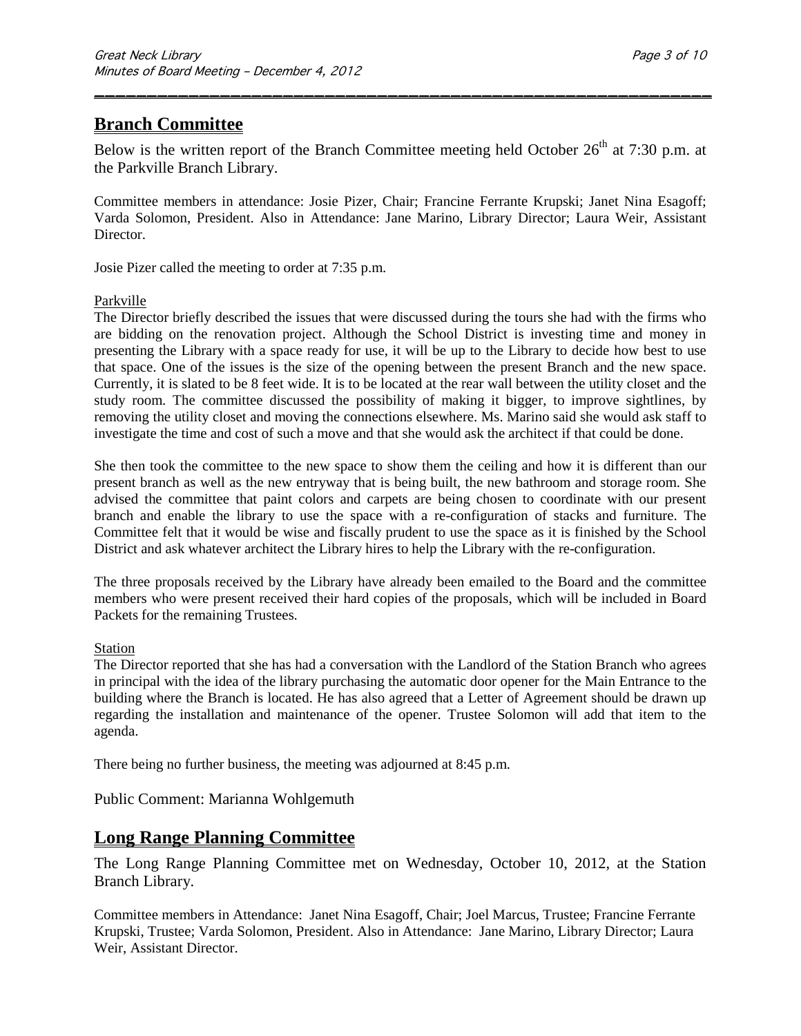## Branch Committee

Below is the written report of the Branch Committee meeting held October 26th at 7:30 p.m. at the Parkville Branch Library.

Committee members in attendance: Josie Pizer, Chair; Francine Ferrante Krupski; Janet Nina Esagoff; Varda Solomon, President. Also in Attendance: Jane Marino, Library Director; Laura Weir, Assistant Director.

Josie Pizer called the meeting to order at 7:35 p.m.

Parkville

The Director briefly described the issues that were discussed during the tours she had with the firms who are bidding on the renovation project. Although the School District is investing time and money in presenting the Library with a space ready for use, it will be up to the Library to decide how best to use that space. One of the issues is the size of the opening between the present Branch and the new space. Currently, it is slated to be 8 feet wide. It is to be located at the rear wall between the utility closet and the study room. The committee discussed the possibility of making it bigger, to improve sightlines, by removing the utility closet and moving the connections elsewhere. Ms. Marino said she would ask staff to investigate the time and cost of such a move and that she would ask the architect if that could be done.

She then took the committee to the new space to show them the ceiling and how it is different than our present branch as well as the new entryway that is being built, the new bathroom and storage room. She advised the committee that paint colors and carpets are being chosen to coordinate with our present branch and enable the library to use the space with a re-configuration of stacks and furniture. The Committee felt that it would be wise and fiscally prudent to use the space as it is finished by the School District and ask whatever architect the Library hires to help the Library with the re-configuration.

The three proposals received by the Library have already been emailed to the Board and the committee members who were present received their hard copies of the proposals, which will be included in Board Packets for the remaining Trustees.

Station

The Director reported that she has had a conversation with the Landlord of the Station Branch who agrees in principal with the idea of the library purchasing the automatic door opener for the Main Entrance to the building where the Branch is located. He has also agreed that a Letter of Agreement should be drawn up regarding the installation and maintenance of the opener. Trustee Solomon will add that item to the agenda.

There being no further business, the meeting was adjourned at 8:45 p.m.

Public Comment: Marianna Wohlgemuth

## Long Range Planning Committee

The Long Range Planning Committee met on Wednesday, October 10, 2012, at the Station Branch Library.

Committee members in Attendance: Janet Nina Esagoff, Chair; Joel Marcus, Trustee; Francine Ferrante Krupski, Trustee; Varda Solomon, President. Also in Attendance: Jane Marino, Library Director; Laura Weir, Assistant Director.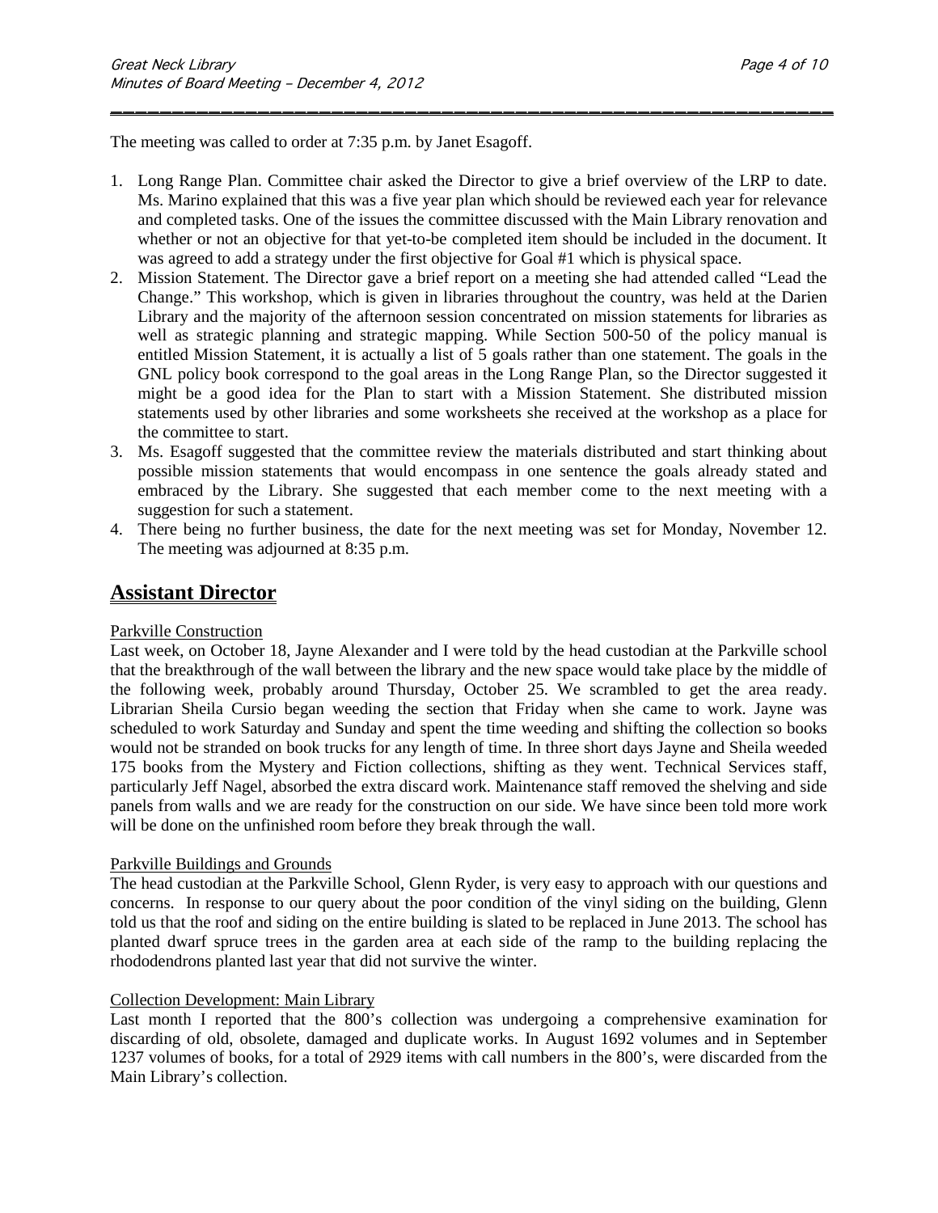The meeting was called to order at 7:35 p.m. by Janet Esagoff.

1. Long Range Plan. Committee chair asked the Director to give a brief overview of the LRP to date. Ms. Marino explained that this was a five year plan which should be reviewed each year for relevance and completed tasks. One of the issues the committee discussed with the Main Library renovation and whether or not an objective for that yet-to-be completed item should be included in the document. It was agreed to add a strategy under the first objective for Goal #1 which is physical space.
2. Mission Statement. The Director gave a brief report on a meeting she had attended called "Lead the Change." This workshop, which is given in libraries throughout the country, was held at the Darien Library and the majority of the afternoon session concentrated on mission statements for libraries as well as strategic planning and strategic mapping. While Section 500-50 of the policy manual is entitled Mission Statement, it is actually a list of 5 goals rather than one statement. The goals in the GNL policy book correspond to the goal areas in the Long Range Plan, so the Director suggested it might be a good idea for the Plan to start with a Mission Statement. She distributed mission statements used by other libraries and some worksheets she received at the workshop as a place for the committee to start.
3. Ms. Esagoff suggested that the committee review the materials distributed and start thinking about possible mission statements that would encompass in one sentence the goals already stated and embraced by the Library. She suggested that each member come to the next meeting with a suggestion for such a statement.
4. There being no further business, the date for the next meeting was set for Monday, November 12. The meeting was adjourned at 8:35 p.m.

## Assistant Director

Parkville Construction

Last week, on October 18, Jayne Alexander and I were told by the head custodian at the Parkville school that the breakthrough of the wall between the library and the new space would take place by the middle of the following week, probably around Thursday, October 25. We scrambled to get the area ready. Librarian Sheila Cursio began weeding the section that Friday when she came to work. Jayne was scheduled to work Saturday and Sunday and spent the time weeding and shifting the collection so books would not be stranded on book trucks for any length of time. In three short days Jayne and Sheila weeded 175 books from the Mystery and Fiction collections, shifting as they went. Technical Services staff, particularly Jeff Nagel, absorbed the extra discard work. Maintenance staff removed the shelving and side panels from walls and we are ready for the construction on our side. We have since been told more work will be done on the unfinished room before they break through the wall.

Parkville Buildings and Grounds

The head custodian at the Parkville School, Glenn Ryder, is very easy to approach with our questions and concerns. In response to our query about the poor condition of the vinyl siding on the building, Glenn told us that the roof and siding on the entire building is slated to be replaced in June 2013. The school has planted dwarf spruce trees in the garden area at each side of the ramp to the building replacing the rhododendrons planted last year that did not survive the winter.

Collection Development: Main Library

Last month I reported that the 800's collection was undergoing a comprehensive examination for discarding of old, obsolete, damaged and duplicate works. In August 1692 volumes and in September 1237 volumes of books, for a total of 2929 items with call numbers in the 800's, were discarded from the Main Library's collection.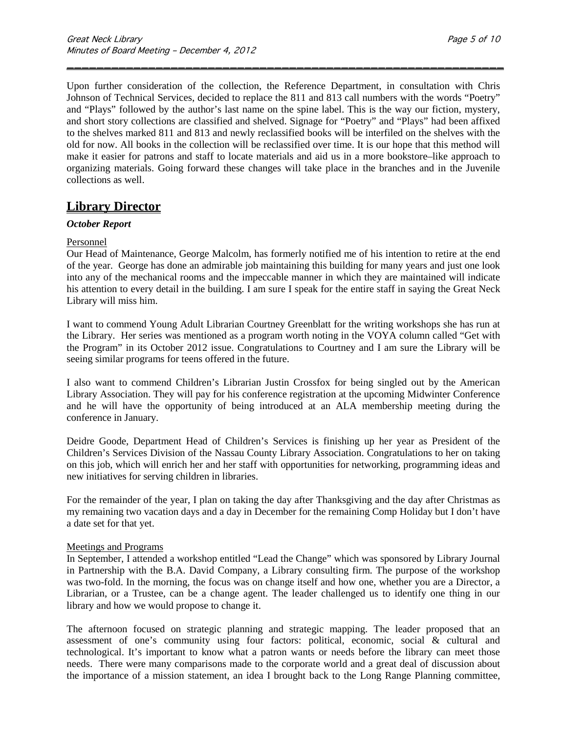Upon further consideration of the collection, the Reference Department, in consultation with Chris Johnson of Technical Services, decided to replace the 811 and 813 call numbers with the words "Poetry" and "Plays" followed by the author's last name on the spine label. This is the way our fiction, mystery, and short story collections are classified and shelved. Signage for "Poetry" and "Plays" had been affixed to the shelves marked 811 and 813 and newly reclassified books will be interfiled on the shelves with the old for now. All books in the collection will be reclassified over time. It is our hope that this method will make it easier for patrons and staff to locate materials and aid us in a more bookstore–like approach to organizing materials. Going forward these changes will take place in the branches and in the Juvenile collections as well.

## Library Director

***October Report***

Personnel

Our Head of Maintenance, George Malcolm, has formerly notified me of his intention to retire at the end of the year. George has done an admirable job maintaining this building for many years and just one look into any of the mechanical rooms and the impeccable manner in which they are maintained will indicate his attention to every detail in the building. I am sure I speak for the entire staff in saying the Great Neck Library will miss him.

I want to commend Young Adult Librarian Courtney Greenblatt for the writing workshops she has run at the Library. Her series was mentioned as a program worth noting in the VOYA column called "Get with the Program" in its October 2012 issue. Congratulations to Courtney and I am sure the Library will be seeing similar programs for teens offered in the future.

I also want to commend Children's Librarian Justin Crossfox for being singled out by the American Library Association. They will pay for his conference registration at the upcoming Midwinter Conference and he will have the opportunity of being introduced at an ALA membership meeting during the conference in January.

Deidre Goode, Department Head of Children's Services is finishing up her year as President of the Children's Services Division of the Nassau County Library Association. Congratulations to her on taking on this job, which will enrich her and her staff with opportunities for networking, programming ideas and new initiatives for serving children in libraries.

For the remainder of the year, I plan on taking the day after Thanksgiving and the day after Christmas as my remaining two vacation days and a day in December for the remaining Comp Holiday but I don't have a date set for that yet.

Meetings and Programs

In September, I attended a workshop entitled "Lead the Change" which was sponsored by Library Journal in Partnership with the B.A. David Company, a Library consulting firm. The purpose of the workshop was two-fold. In the morning, the focus was on change itself and how one, whether you are a Director, a Librarian, or a Trustee, can be a change agent. The leader challenged us to identify one thing in our library and how we would propose to change it.

The afternoon focused on strategic planning and strategic mapping. The leader proposed that an assessment of one's community using four factors: political, economic, social & cultural and technological. It's important to know what a patron wants or needs before the library can meet those needs. There were many comparisons made to the corporate world and a great deal of discussion about the importance of a mission statement, an idea I brought back to the Long Range Planning committee,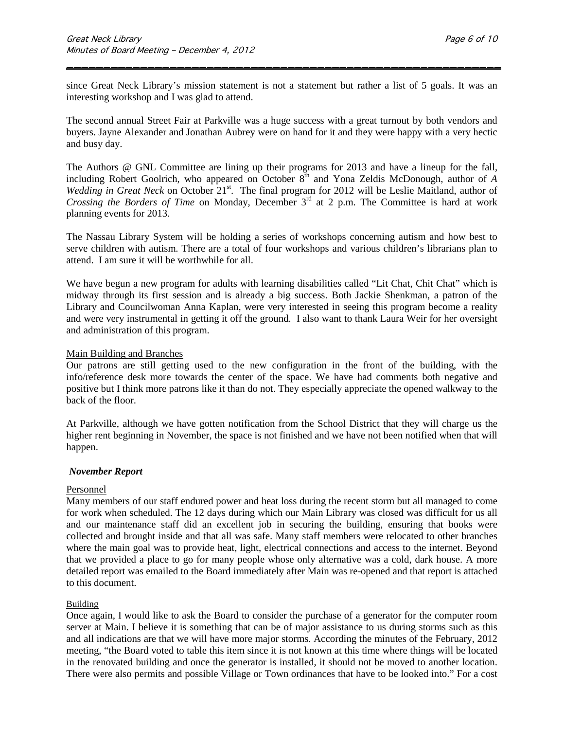since Great Neck Library's mission statement is not a statement but rather a list of 5 goals. It was an interesting workshop and I was glad to attend.

The second annual Street Fair at Parkville was a huge success with a great turnout by both vendors and buyers. Jayne Alexander and Jonathan Aubrey were on hand for it and they were happy with a very hectic and busy day.

The Authors @ GNL Committee are lining up their programs for 2013 and have a lineup for the fall, including Robert Goolrich, who appeared on October 8th and Yona Zeldis McDonough, author of *A Wedding in Great Neck* on October 21st. The final program for 2012 will be Leslie Maitland, author of *Crossing the Borders of Time* on Monday, December 3rd at 2 p.m. The Committee is hard at work planning events for 2013.

The Nassau Library System will be holding a series of workshops concerning autism and how best to serve children with autism. There are a total of four workshops and various children's librarians plan to attend. I am sure it will be worthwhile for all.

We have begun a new program for adults with learning disabilities called "Lit Chat, Chit Chat" which is midway through its first session and is already a big success. Both Jackie Shenkman, a patron of the Library and Councilwoman Anna Kaplan, were very interested in seeing this program become a reality and were very instrumental in getting it off the ground. I also want to thank Laura Weir for her oversight and administration of this program.

Main Building and Branches

Our patrons are still getting used to the new configuration in the front of the building, with the info/reference desk more towards the center of the space. We have had comments both negative and positive but I think more patrons like it than do not. They especially appreciate the opened walkway to the back of the floor.

At Parkville, although we have gotten notification from the School District that they will charge us the higher rent beginning in November, the space is not finished and we have not been notified when that will happen.

***November Report***

Personnel

Many members of our staff endured power and heat loss during the recent storm but all managed to come for work when scheduled. The 12 days during which our Main Library was closed was difficult for us all and our maintenance staff did an excellent job in securing the building, ensuring that books were collected and brought inside and that all was safe. Many staff members were relocated to other branches where the main goal was to provide heat, light, electrical connections and access to the internet. Beyond that we provided a place to go for many people whose only alternative was a cold, dark house. A more detailed report was emailed to the Board immediately after Main was re-opened and that report is attached to this document.

Building

Once again, I would like to ask the Board to consider the purchase of a generator for the computer room server at Main. I believe it is something that can be of major assistance to us during storms such as this and all indications are that we will have more major storms. According the minutes of the February, 2012 meeting, "the Board voted to table this item since it is not known at this time where things will be located in the renovated building and once the generator is installed, it should not be moved to another location. There were also permits and possible Village or Town ordinances that have to be looked into." For a cost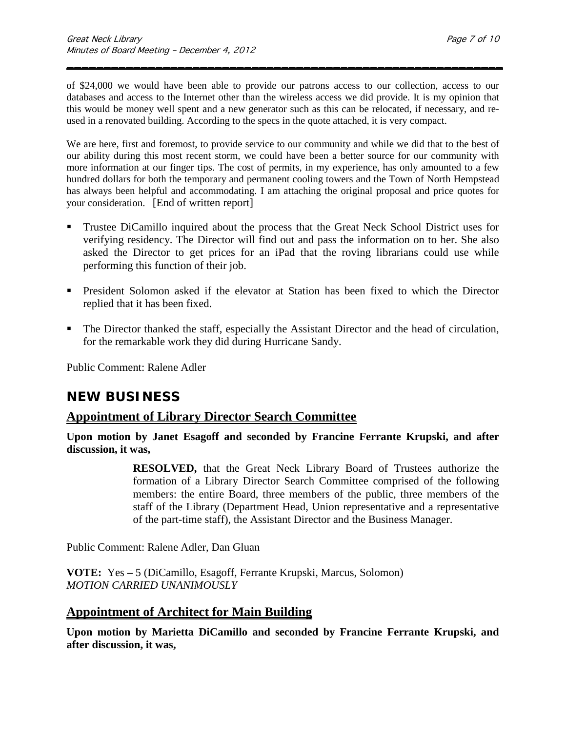of $24,000 we would have been able to provide our patrons access to our collection, access to our databases and access to the Internet other than the wireless access we did provide. It is my opinion that this would be money well spent and a new generator such as this can be relocated, if necessary, and re-used in a renovated building. According to the specs in the quote attached, it is very compact.

We are here, first and foremost, to provide service to our community and while we did that to the best of our ability during this most recent storm, we could have been a better source for our community with more information at our finger tips. The cost of permits, in my experience, has only amounted to a few hundred dollars for both the temporary and permanent cooling towers and the Town of North Hempstead has always been helpful and accommodating. I am attaching the original proposal and price quotes for your consideration. [End of written report]

- Trustee DiCamillo inquired about the process that the Great Neck School District uses for verifying residency. The Director will find out and pass the information on to her. She also asked the Director to get prices for an iPad that the roving librarians could use while performing this function of their job.
- President Solomon asked if the elevator at Station has been fixed to which the Director replied that it has been fixed.
- The Director thanked the staff, especially the Assistant Director and the head of circulation, for the remarkable work they did during Hurricane Sandy.

Public Comment: Ralene Adler

## NEW BUSINESS

### Appointment of Library Director Search Committee

**Upon motion by Janet Esagoff and seconded by Francine Ferrante Krupski, and after discussion, it was,**

> **RESOLVED,** that the Great Neck Library Board of Trustees authorize the formation of a Library Director Search Committee comprised of the following members: the entire Board, three members of the public, three members of the staff of the Library (Department Head, Union representative and a representative of the part-time staff), the Assistant Director and the Business Manager.

Public Comment: Ralene Adler, Dan Gluan

**VOTE:** Yes – 5 (DiCamillo, Esagoff, Ferrante Krupski, Marcus, Solomon)
*MOTION CARRIED UNANIMOUSLY*

### Appointment of Architect for Main Building

**Upon motion by Marietta DiCamillo and seconded by Francine Ferrante Krupski, and after discussion, it was,**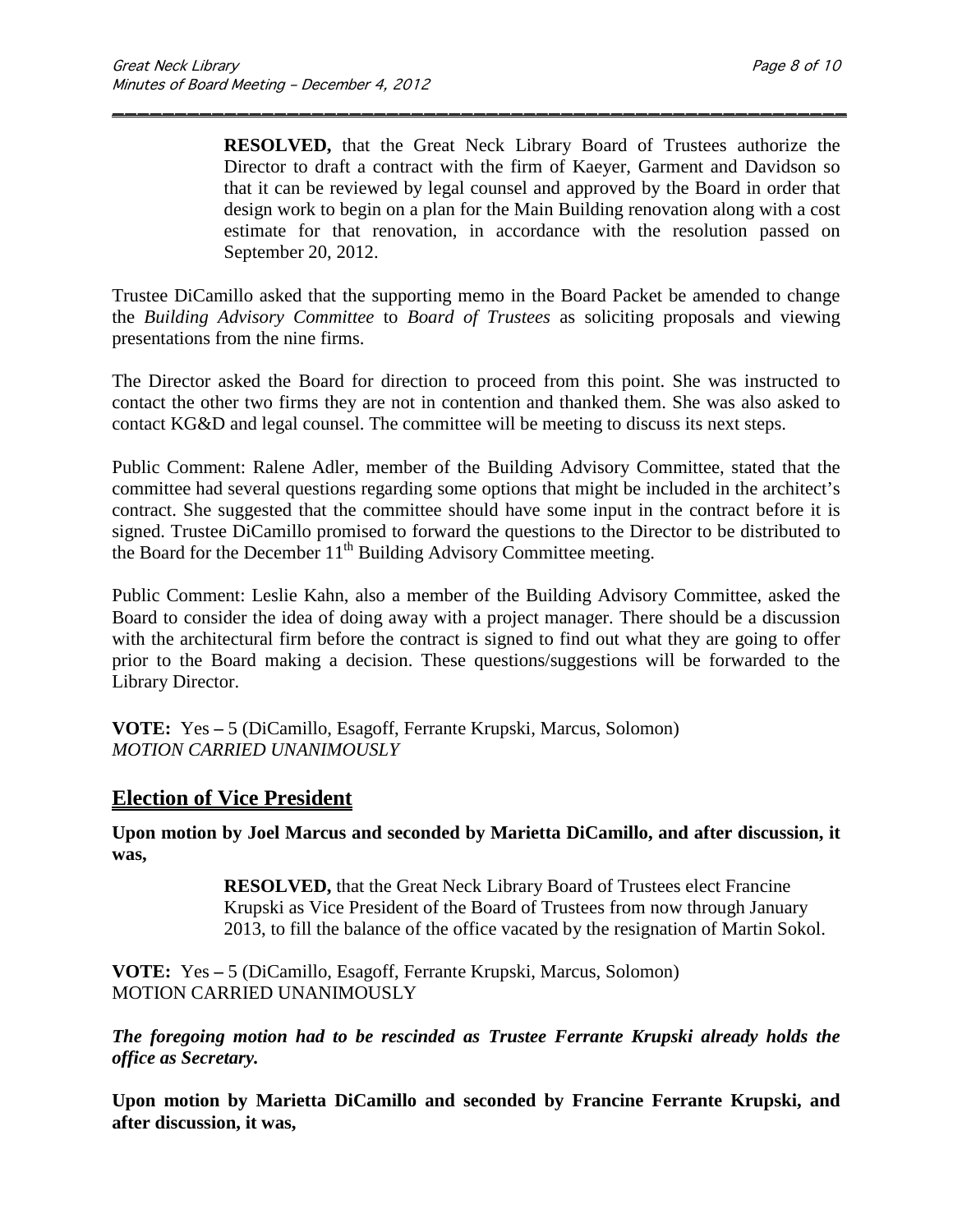> **RESOLVED,** that the Great Neck Library Board of Trustees authorize the Director to draft a contract with the firm of Kaeyer, Garment and Davidson so that it can be reviewed by legal counsel and approved by the Board in order that design work to begin on a plan for the Main Building renovation along with a cost estimate for that renovation, in accordance with the resolution passed on September 20, 2012.

Trustee DiCamillo asked that the supporting memo in the Board Packet be amended to change the *Building Advisory Committee* to *Board of Trustees* as soliciting proposals and viewing presentations from the nine firms.

The Director asked the Board for direction to proceed from this point. She was instructed to contact the other two firms they are not in contention and thanked them. She was also asked to contact KG&D and legal counsel. The committee will be meeting to discuss its next steps.

Public Comment: Ralene Adler, member of the Building Advisory Committee, stated that the committee had several questions regarding some options that might be included in the architect's contract. She suggested that the committee should have some input in the contract before it is signed. Trustee DiCamillo promised to forward the questions to the Director to be distributed to the Board for the December 11th Building Advisory Committee meeting.

Public Comment: Leslie Kahn, also a member of the Building Advisory Committee, asked the Board to consider the idea of doing away with a project manager. There should be a discussion with the architectural firm before the contract is signed to find out what they are going to offer prior to the Board making a decision. These questions/suggestions will be forwarded to the Library Director.

**VOTE:** Yes – 5 (DiCamillo, Esagoff, Ferrante Krupski, Marcus, Solomon)
*MOTION CARRIED UNANIMOUSLY*

## Election of Vice President

**Upon motion by Joel Marcus and seconded by Marietta DiCamillo, and after discussion, it was,**

> **RESOLVED,** that the Great Neck Library Board of Trustees elect Francine Krupski as Vice President of the Board of Trustees from now through January 2013, to fill the balance of the office vacated by the resignation of Martin Sokol.

**VOTE:** Yes – 5 (DiCamillo, Esagoff, Ferrante Krupski, Marcus, Solomon)
MOTION CARRIED UNANIMOUSLY

***The foregoing motion had to be rescinded as Trustee Ferrante Krupski already holds the office as Secretary.***

**Upon motion by Marietta DiCamillo and seconded by Francine Ferrante Krupski, and after discussion, it was,**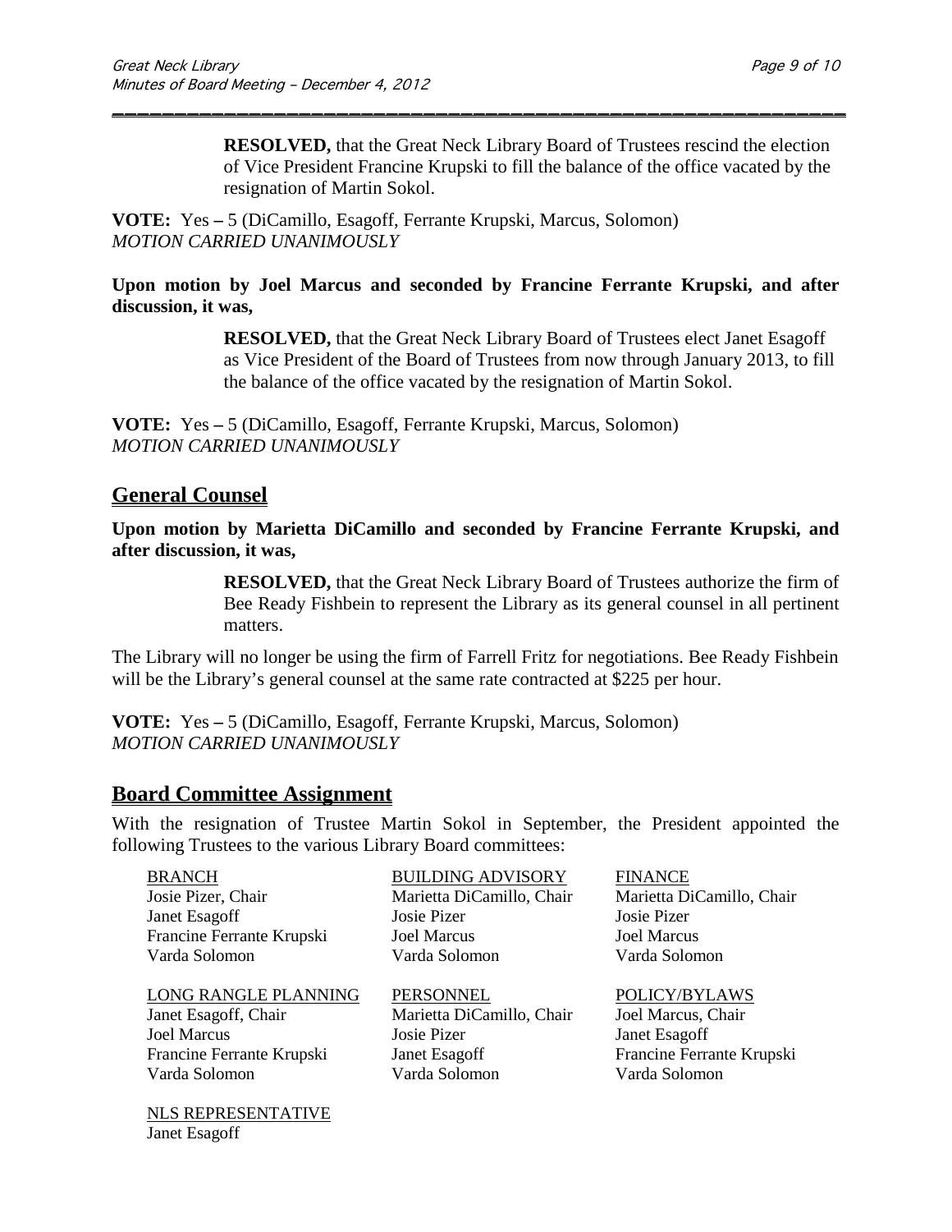**RESOLVED,** that the Great Neck Library Board of Trustees rescind the election of Vice President Francine Krupski to fill the balance of the office vacated by the resignation of Martin Sokol.

**VOTE:** Yes – 5 (DiCamillo, Esagoff, Ferrante Krupski, Marcus, Solomon)
*MOTION CARRIED UNANIMOUSLY*

**Upon motion by Joel Marcus and seconded by Francine Ferrante Krupski, and after discussion, it was,**

**RESOLVED,** that the Great Neck Library Board of Trustees elect Janet Esagoff as Vice President of the Board of Trustees from now through January 2013, to fill the balance of the office vacated by the resignation of Martin Sokol.

**VOTE:** Yes – 5 (DiCamillo, Esagoff, Ferrante Krupski, Marcus, Solomon)
*MOTION CARRIED UNANIMOUSLY*

## General Counsel

**Upon motion by Marietta DiCamillo and seconded by Francine Ferrante Krupski, and after discussion, it was,**

**RESOLVED,** that the Great Neck Library Board of Trustees authorize the firm of Bee Ready Fishbein to represent the Library as its general counsel in all pertinent matters.

The Library will no longer be using the firm of Farrell Fritz for negotiations. Bee Ready Fishbein will be the Library's general counsel at the same rate contracted at $225 per hour.

**VOTE:** Yes – 5 (DiCamillo, Esagoff, Ferrante Krupski, Marcus, Solomon)
*MOTION CARRIED UNANIMOUSLY*

## Board Committee Assignment

With the resignation of Trustee Martin Sokol in September, the President appointed the following Trustees to the various Library Board committees:

BRANCH
Josie Pizer, Chair
Janet Esagoff
Francine Ferrante Krupski
Varda Solomon

BUILDING ADVISORY
Marietta DiCamillo, Chair
Josie Pizer
Joel Marcus
Varda Solomon

FINANCE
Marietta DiCamillo, Chair
Josie Pizer
Joel Marcus
Varda Solomon

LONG RANGLE PLANNING
Janet Esagoff, Chair
Joel Marcus
Francine Ferrante Krupski
Varda Solomon

PERSONNEL
Marietta DiCamillo, Chair
Josie Pizer
Janet Esagoff
Varda Solomon

POLICY/BYLAWS
Joel Marcus, Chair
Janet Esagoff
Francine Ferrante Krupski
Varda Solomon

NLS REPRESENTATIVE
Janet Esagoff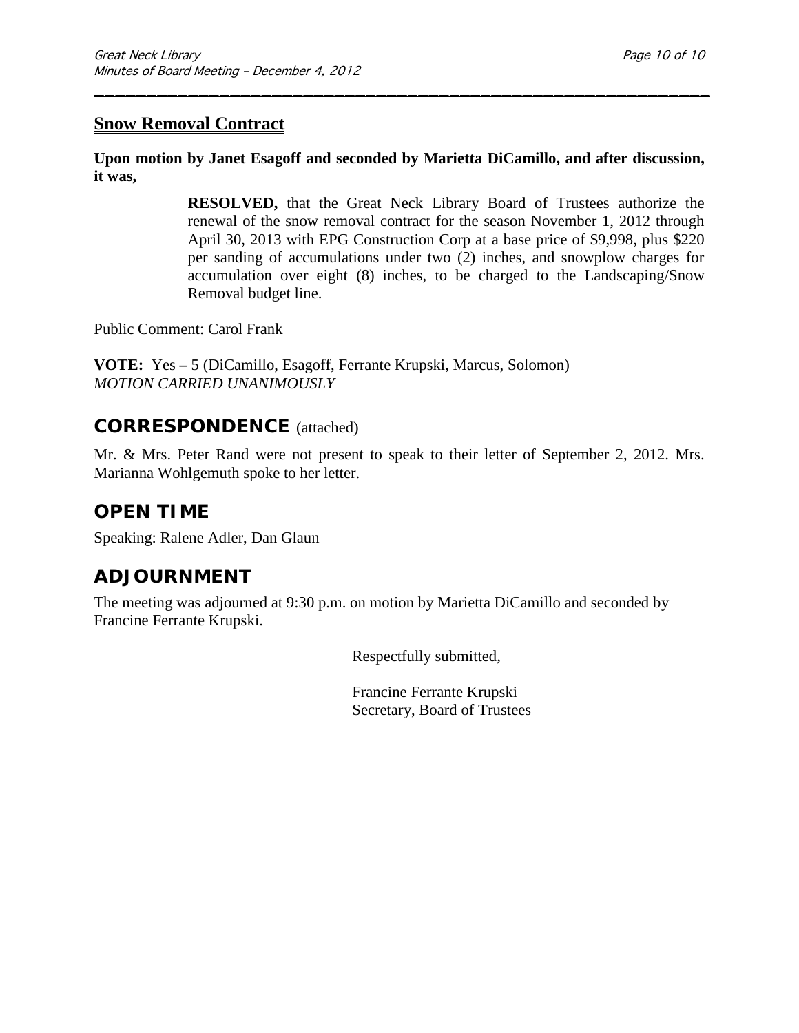## Snow Removal Contract

**Upon motion by Janet Esagoff and seconded by Marietta DiCamillo, and after discussion, it was,**

> **RESOLVED,** that the Great Neck Library Board of Trustees authorize the renewal of the snow removal contract for the season November 1, 2012 through April 30, 2013 with EPG Construction Corp at a base price of $9,998, plus $220 per sanding of accumulations under two (2) inches, and snowplow charges for accumulation over eight (8) inches, to be charged to the Landscaping/Snow Removal budget line.

Public Comment: Carol Frank

**VOTE:** Yes – 5 (DiCamillo, Esagoff, Ferrante Krupski, Marcus, Solomon)
*MOTION CARRIED UNANIMOUSLY*

## CORRESPONDENCE (attached)

Mr. & Mrs. Peter Rand were not present to speak to their letter of September 2, 2012. Mrs. Marianna Wohlgemuth spoke to her letter.

## OPEN TIME

Speaking: Ralene Adler, Dan Glaun

## ADJOURNMENT

The meeting was adjourned at 9:30 p.m. on motion by Marietta DiCamillo and seconded by Francine Ferrante Krupski.

Respectfully submitted,

Francine Ferrante Krupski
Secretary, Board of Trustees